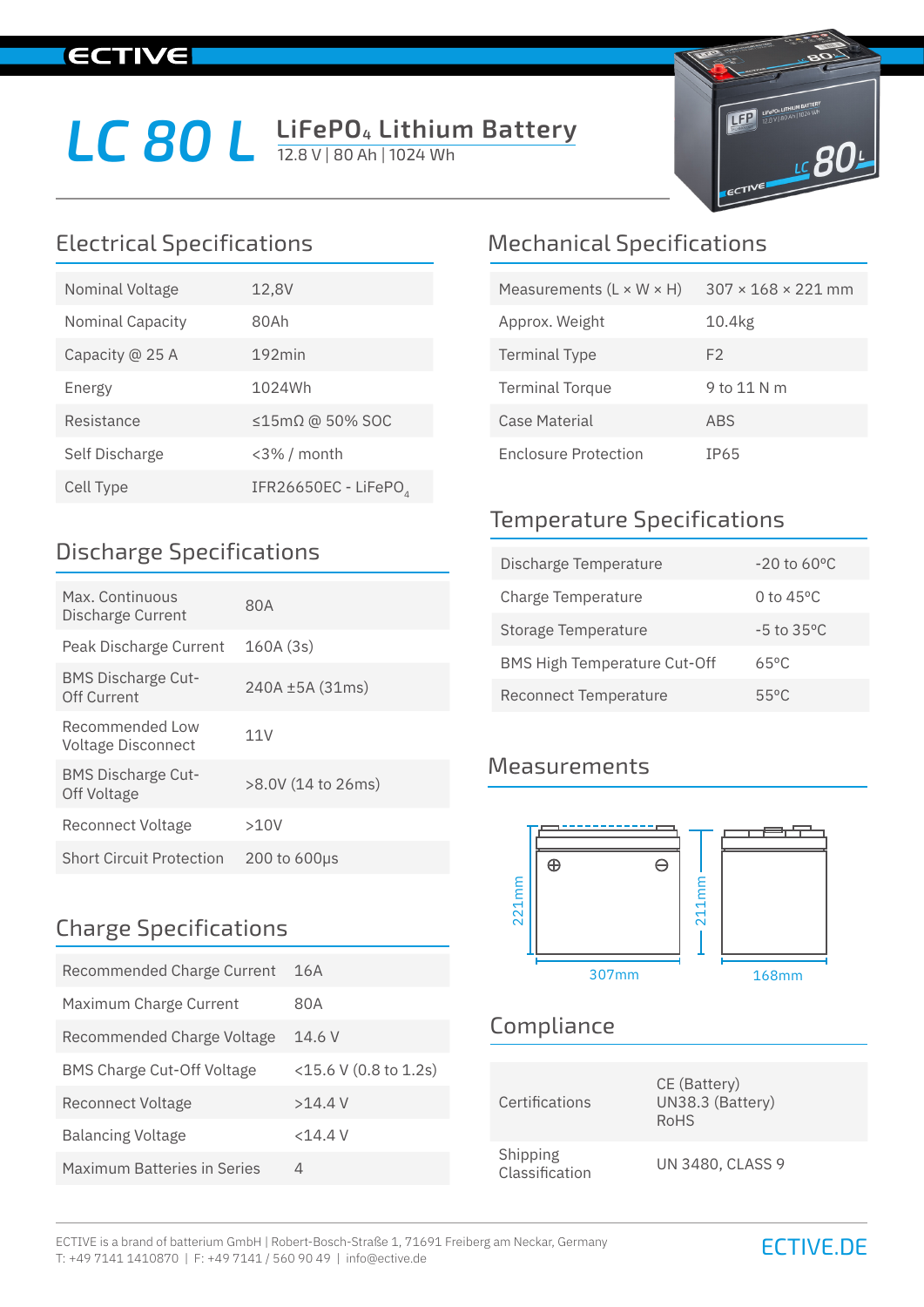ECTIVE

# LC 80 L

## $LiFePO_4$ Lithium Battery

12.8 V | 80 Ah | 1024 Wh

## Electrical Specifications

| | |
|---|---|
| Nominal Voltage | 12,8V |
| Nominal Capacity | 80Ah |
| Capacity @ 25 A | 192min |
| Energy | 1024Wh |
| Resistance | ≤15mΩ @ 50% SOC |
| Self Discharge | <3% / month |
| Cell Type | IFR26650EC - $LiFePO_4$ |

## Discharge Specifications

| | |
|---|---|
| Max. Continuous Discharge Current | 80A |
| Peak Discharge Current | 160A (3s) |
| BMS Discharge Cut-Off Current | 240A ±5A (31ms) |
| Recommended Low Voltage Disconnect | 11V |
| BMS Discharge Cut-Off Voltage | >8.0V (14 to 26ms) |
| Reconnect Voltage | >10V |
| Short Circuit Protection | 200 to 600µs |

## Charge Specifications

| | |
|---|---|
| Recommended Charge Current | 16A |
| Maximum Charge Current | 80A |
| Recommended Charge Voltage | 14.6 V |
| BMS Charge Cut-Off Voltage | <15.6 V (0.8 to 1.2s) |
| Reconnect Voltage | >14.4 V |
| Balancing Voltage | <14.4 V |
| Maximum Batteries in Series | 4 |

## Mechanical Specifications

| | |
|---|---|
| Measurements (L × W × H) | 307 × 168 × 221 mm |
| Approx. Weight | 10.4kg |
| Terminal Type | F2 |
| Terminal Torque | 9 to 11 N m |
| Case Material | ABS |
| Enclosure Protection | IP65 |

## Temperature Specifications

| | |
|---|---|
| Discharge Temperature | -20 to 60°C |
| Charge Temperature | 0 to 45°C |
| Storage Temperature | -5 to 35°C |
| BMS High Temperature Cut-Off | 65°C |
| Reconnect Temperature | 55°C |

## Measurements

221mm | 211mm | 307mm | 168mm

## Compliance

| | |
|---|---|
| Certifications | CE (Battery)<br>UN38.3 (Battery)<br>RoHS |
| Shipping Classification | UN 3480, CLASS 9 |

ECTIVE is a brand of batterium GmbH | Robert-Bosch-Straße 1, 71691 Freiberg am Neckar, Germany
T: +49 7141 1410870 | F: +49 7141 / 560 90 49 | info@ective.de

ECTIVE.DE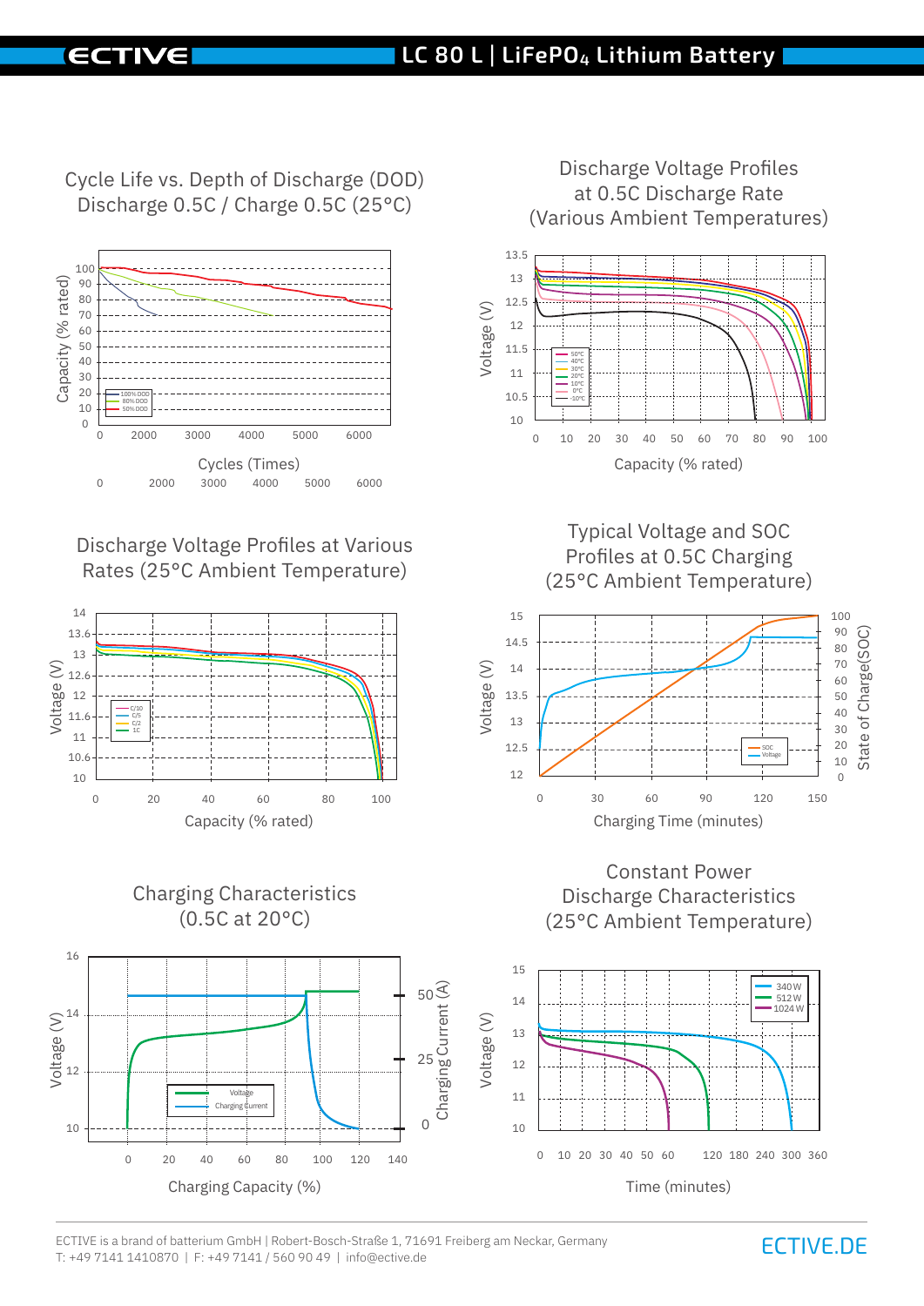# LC 80 L | $LiFePO_4$ Lithium Battery

## Cycle Life vs. Depth of Discharge (DOD) Discharge 0.5C / Charge 0.5C (25°C)

Capacity (% rated)

100
90
80
70
60
50
40
30
20
10
0

100% DOD
80% DOD
50% DOD

0 2000 3000 4000 5000 6000

Cycles (Times)

0 2000 3000 4000 5000 6000

## Discharge Voltage Profiles at 0.5C Discharge Rate (Various Ambient Temperatures)

Voltage (V)

13.5
13
12.5
12
11.5
11
10.5
10

50°C
40°C
30°C
20°C
10°C
0°C
-10°C

0 10 20 30 40 50 60 70 80 90 100

Capacity (% rated)

## Discharge Voltage Profiles at Various Rates (25°C Ambient Temperature)

Voltage (V)

14
13.6
13
12.6
12
11.6
11
10.6
10

C/10
C/5
C/2
1C

0 20 40 60 80 100

Capacity (% rated)

## Typical Voltage and SOC Profiles at 0.5C Charging (25°C Ambient Temperature)

Voltage (V)

15
14.5
14
13.5
13
12.5
12

State of Charge(SOC)

100
90
80
70
60
50
40
30
20
10
0

SOC
Voltage

0 30 60 90 120 150

Charging Time (minutes)

## Charging Characteristics (0.5C at 20°C)

Voltage (V)

16
14
12
10

Charging Current (A)

50
25
0

Voltage
Charging Current

0 20 40 60 80 100 120 140

Charging Capacity (%)

## Constant Power Discharge Characteristics (25°C Ambient Temperature)

Voltage (V)

15
14
13
12
11
10

340 W
512 W
1024 W

0 10 20 30 40 50 60 120 180 240 300 360

Time (minutes)

ECTIVE is a brand of batterium GmbH | Robert-Bosch-Straße 1, 71691 Freiberg am Neckar, Germany
T: +49 7141 1410870 | F: +49 7141 / 560 90 49 | info@ective.de

ECTIVE.DE